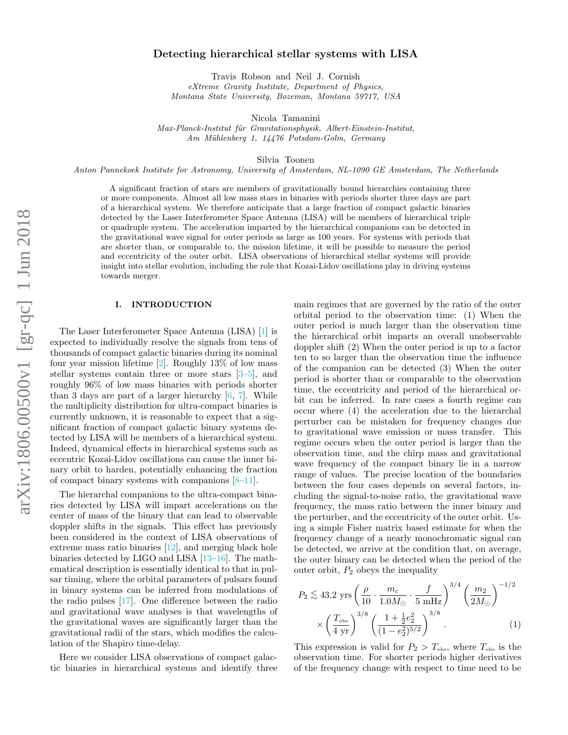# Detecting hierarchical stellar systems with LISA

Travis Robson and Neil J. Cornish
*eXtreme Gravity Institute, Department of Physics, Montana State University, Bozeman, Montana 59717, USA*

Nicola Tamanini
*Max-Planck-Institut für Gravitationsphysik, Albert-Einstein-Institut, Am Mühlenberg 1, 14476 Potsdam-Golm, Germany*

Silvia Toonen
*Anton Pannekoek Institute for Astronomy, University of Amsterdam, NL-1090 GE Amsterdam, The Netherlands*

A significant fraction of stars are members of gravitationally bound hierarchies containing three or more components. Almost all low mass stars in binaries with periods shorter three days are part of a hierarchical system. We therefore anticipate that a large fraction of compact galactic binaries detected by the Laser Interferometer Space Antenna (LISA) will be members of hierarchical triple or quadruple system. The acceleration imparted by the hierarchical companions can be detected in the gravitational wave signal for outer periods as large as 100 years. For systems with periods that are shorter than, or comparable to, the mission lifetime, it will be possible to measure the period and eccentricity of the outer orbit. LISA observations of hierarchical stellar systems will provide insight into stellar evolution, including the role that Kozai-Lidov oscillations play in driving systems towards merger.

## I. INTRODUCTION

The Laser Interferometer Space Antenna (LISA) [1] is expected to individually resolve the signals from tens of thousands of compact galactic binaries during its nominal four year mission lifetime [2]. Roughly 13% of low mass stellar systems contain three or more stars [3–5], and roughly 96% of low mass binaries with periods shorter than 3 days are part of a larger hierarchy [6, 7]. While the multiplicity distribution for ultra-compact binaries is currently unknown, it is reasonable to expect that a significant fraction of compact galactic binary systems detected by LISA will be members of a hierarchical system. Indeed, dynamical effects in hierarchical systems such as eccentric Kozai-Lidov oscillations can cause the inner binary orbit to harden, potentially enhancing the fraction of compact binary systems with companions [8–11].

The hierarchal companions to the ultra-compact binaries detected by LISA will impart accelerations on the center of mass of the binary that can lead to observable doppler shifts in the signals. This effect has previously been considered in the context of LISA observations of extreme mass ratio binaries [12], and merging black hole binaries detected by LIGO and LISA [13–16]. The mathematical description is essentially identical to that in pulsar timing, where the orbital parameters of pulsars found in binary systems can be inferred from modulations of the radio pulses [17]. One difference between the radio and gravitational wave analyses is that wavelengths of the gravitational waves are significantly larger than the gravitational radii of the stars, which modifies the calculation of the Shapiro time-delay.

Here we consider LISA observations of compact galactic binaries in hierarchical systems and identify three main regimes that are governed by the ratio of the outer orbital period to the observation time: (1) When the outer period is much larger than the observation time the hierarchical orbit imparts an overall unobservable doppler shift (2) When the outer period is up to a factor ten to so larger than the observation time the influence of the companion can be detected (3) When the outer period is shorter than or comparable to the observation time, the eccentricity and period of the hierarchical orbit can be inferred. In rare cases a fourth regime can occur where (4) the acceleration due to the hierarchal perturber can be mistaken for frequency changes due to gravitational wave emission or mass transfer. This regime occurs when the outer period is larger than the observation time, and the chirp mass and gravitational wave frequency of the compact binary lie in a narrow range of values. The precise location of the boundaries between the four cases depends on several factors, including the signal-to-noise ratio, the gravitational wave frequency, the mass ratio between the inner binary and the perturber, and the eccentricity of the outer orbit. Using a simple Fisher matrix based estimate for when the frequency change of a nearly monochromatic signal can be detected, we arrive at the condition that, on average, the outer binary can be detected when the period of the outer orbit, $P_2$ obeys the inequality

$$
P_2 \lesssim 43.2 \text{ yrs} \left( \frac{\rho}{10} \cdot \frac{m_c}{1.0 M_\odot} \cdot \frac{f}{5 \text{ mHz}} \right)^{3/4} \left( \frac{m_2}{2 M_\odot} \right)^{-1/2} \times \left( \frac{T_{\text{obs}}}{4 \text{ yr}} \right)^{3/8} \left( \frac{1 + \frac{1}{2} e_2^2}{(1 - e_2^2)^{5/2}} \right)^{3/8} . \quad (1)
$$

This expression is valid for $P_2 > T_{\text{obs}}$, where $T_{\text{obs}}$ is the observation time. For shorter periods higher derivatives of the frequency change with respect to time need to be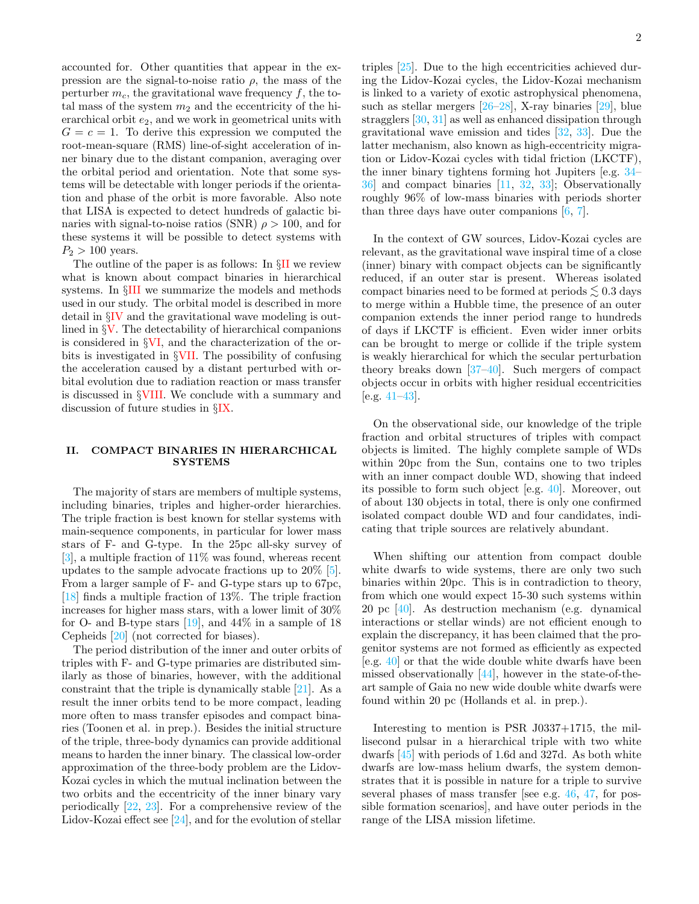accounted for. Other quantities that appear in the expression are the signal-to-noise ratio $\rho$, the mass of the perturber $m_c$, the gravitational wave frequency $f$, the total mass of the system $m_2$ and the eccentricity of the hierarchical orbit $e_2$, and we work in geometrical units with $G = c = 1$. To derive this expression we computed the root-mean-square (RMS) line-of-sight acceleration of inner binary due to the distant companion, averaging over the orbital period and orientation. Note that some systems will be detectable with longer periods if the orientation and phase of the orbit is more favorable. Also note that LISA is expected to detect hundreds of galactic binaries with signal-to-noise ratios (SNR) $\rho > 100$, and for these systems it will be possible to detect systems with $P_2 > 100$ years.

The outline of the paper is as follows: In §II we review what is known about compact binaries in hierarchical systems. In §III we summarize the models and methods used in our study. The orbital model is described in more detail in §IV and the gravitational wave modeling is outlined in §V. The detectability of hierarchical companions is considered in §VI, and the characterization of the orbits is investigated in §VII. The possibility of confusing the acceleration caused by a distant perturbed with orbital evolution due to radiation reaction or mass transfer is discussed in §VIII. We conclude with a summary and discussion of future studies in §IX.

## II. COMPACT BINARIES IN HIERARCHICAL SYSTEMS

The majority of stars are members of multiple systems, including binaries, triples and higher-order hierarchies. The triple fraction is best known for stellar systems with main-sequence components, in particular for lower mass stars of F- and G-type. In the 25pc all-sky survey of [3], a multiple fraction of 11% was found, whereas recent updates to the sample advocate fractions up to 20% [5]. From a larger sample of F- and G-type stars up to 67pc, [18] finds a multiple fraction of 13%. The triple fraction increases for higher mass stars, with a lower limit of 30% for O- and B-type stars [19], and 44% in a sample of 18 Cepheids [20] (not corrected for biases).

The period distribution of the inner and outer orbits of triples with F- and G-type primaries are distributed similarly as those of binaries, however, with the additional constraint that the triple is dynamically stable [21]. As a result the inner orbits tend to be more compact, leading more often to mass transfer episodes and compact binaries (Toonen et al. in prep.). Besides the initial structure of the triple, three-body dynamics can provide additional means to harden the inner binary. The classical low-order approximation of the three-body problem are the Lidov-Kozai cycles in which the mutual inclination between the two orbits and the eccentricity of the inner binary vary periodically [22, 23]. For a comprehensive review of the Lidov-Kozai effect see [24], and for the evolution of stellar triples [25]. Due to the high eccentricities achieved during the Lidov-Kozai cycles, the Lidov-Kozai mechanism is linked to a variety of exotic astrophysical phenomena, such as stellar mergers [26–28], X-ray binaries [29], blue stragglers [30, 31] as well as enhanced dissipation through gravitational wave emission and tides [32, 33]. Due the latter mechanism, also known as high-eccentricity migration or Lidov-Kozai cycles with tidal friction (LKCTF), the inner binary tightens forming hot Jupiters [e.g. 34–36] and compact binaries [11, 32, 33]; Observationally roughly 96% of low-mass binaries with periods shorter than three days have outer companions [6, 7].

In the context of GW sources, Lidov-Kozai cycles are relevant, as the gravitational wave inspiral time of a close (inner) binary with compact objects can be significantly reduced, if an outer star is present. Whereas isolated compact binaries need to be formed at periods $\lesssim 0.3$ days to merge within a Hubble time, the presence of an outer companion extends the inner period range to hundreds of days if LKCTF is efficient. Even wider inner orbits can be brought to merge or collide if the triple system is weakly hierarchical for which the secular perturbation theory breaks down [37–40]. Such mergers of compact objects occur in orbits with higher residual eccentricities [e.g. 41–43].

On the observational side, our knowledge of the triple fraction and orbital structures of triples with compact objects is limited. The highly complete sample of WDs within 20pc from the Sun, contains one to two triples with an inner compact double WD, showing that indeed its possible to form such object [e.g. 40]. Moreover, out of about 130 objects in total, there is only one confirmed isolated compact double WD and four candidates, indicating that triple sources are relatively abundant.

When shifting our attention from compact double white dwarfs to wide systems, there are only two such binaries within 20pc. This is in contradiction to theory, from which one would expect 15-30 such systems within 20 pc [40]. As destruction mechanism (e.g. dynamical interactions or stellar winds) are not efficient enough to explain the discrepancy, it has been claimed that the progenitor systems are not formed as efficiently as expected [e.g. 40] or that the wide double white dwarfs have been missed observationally [44], however in the state-of-the-art sample of Gaia no new wide double white dwarfs were found within 20 pc (Hollands et al. in prep.).

Interesting to mention is PSR J0337+1715, the millisecond pulsar in a hierarchical triple with two white dwarfs [45] with periods of 1.6d and 327d. As both white dwarfs are low-mass helium dwarfs, the system demonstrates that it is possible in nature for a triple to survive several phases of mass transfer [see e.g. 46, 47, for possible formation scenarios], and have outer periods in the range of the LISA mission lifetime.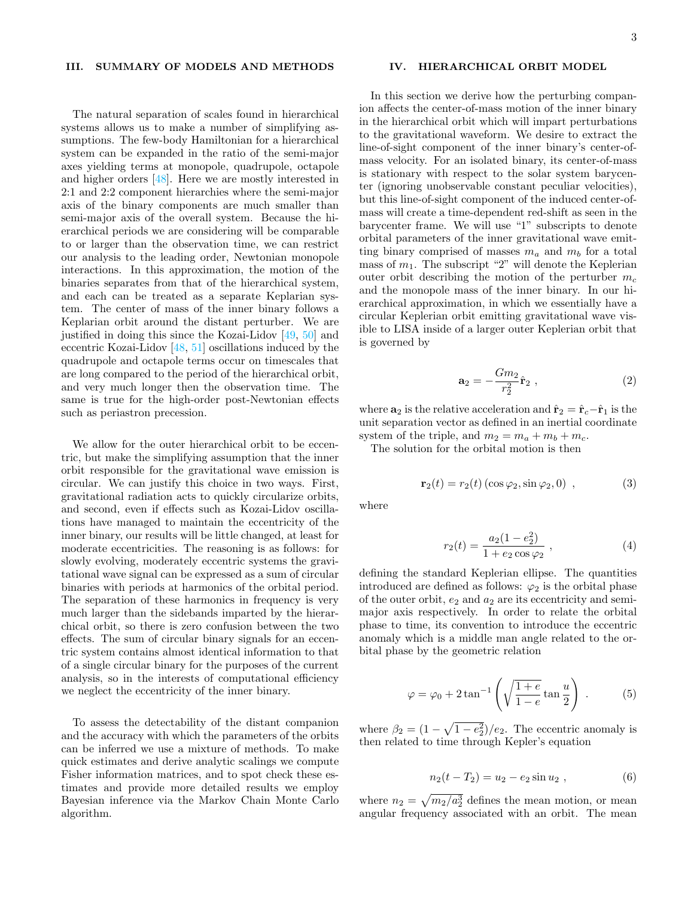## III. SUMMARY OF MODELS AND METHODS

The natural separation of scales found in hierarchical systems allows us to make a number of simplifying assumptions. The few-body Hamiltonian for a hierarchical system can be expanded in the ratio of the semi-major axes yielding terms at monopole, quadrupole, octapole and higher orders [48]. Here we are mostly interested in 2:1 and 2:2 component hierarchies where the semi-major axis of the binary components are much smaller than semi-major axis of the overall system. Because the hierarchical periods we are considering will be comparable to or larger than the observation time, we can restrict our analysis to the leading order, Newtonian monopole interactions. In this approximation, the motion of the binaries separates from that of the hierarchical system, and each can be treated as a separate Keplerian system. The center of mass of the inner binary follows a Keplerian orbit around the distant perturber. We are justified in doing this since the Kozai-Lidov [49, 50] and eccentric Kozai-Lidov [48, 51] oscillations induced by the quadrupole and octapole terms occur on timescales that are long compared to the period of the hierarchical orbit, and very much longer then the observation time. The same is true for the high-order post-Newtonian effects such as periastron precession.

We allow for the outer hierarchical orbit to be eccentric, but make the simplifying assumption that the inner orbit responsible for the gravitational wave emission is circular. We can justify this choice in two ways. First, gravitational radiation acts to quickly circularize orbits, and second, even if effects such as Kozai-Lidov oscillations have managed to maintain the eccentricity of the inner binary, our results will be little changed, at least for moderate eccentricities. The reasoning is as follows: for slowly evolving, moderately eccentric systems the gravitational wave signal can be expressed as a sum of circular binaries with periods at harmonics of the orbital period. The separation of these harmonics in frequency is very much larger than the sidebands imparted by the hierarchical orbit, so there is zero confusion between the two effects. The sum of circular binary signals for an eccentric system contains almost identical information to that of a single circular binary for the purposes of the current analysis, so in the interests of computational efficiency we neglect the eccentricity of the inner binary.

To assess the detectability of the distant companion and the accuracy with which the parameters of the orbits can be inferred we use a mixture of methods. To make quick estimates and derive analytic scalings we compute Fisher information matrices, and to spot check these estimates and provide more detailed results we employ Bayesian inference via the Markov Chain Monte Carlo algorithm.

## IV. HIERARCHICAL ORBIT MODEL

In this section we derive how the perturbing companion affects the center-of-mass motion of the inner binary in the hierarchical orbit which will impart perturbations to the gravitational waveform. We desire to extract the line-of-sight component of the inner binary's center-of-mass velocity. For an isolated binary, its center-of-mass is stationary with respect to the solar system barycenter (ignoring unobservable constant peculiar velocities), but this line-of-sight component of the induced center-of-mass will create a time-dependent red-shift as seen in the barycenter frame. We will use "1" subscripts to denote orbital parameters of the inner gravitational wave emitting binary comprised of masses $m_a$ and $m_b$ for a total mass of $m_1$. The subscript "2" will denote the Keplerian outer orbit describing the motion of the perturber $m_c$ and the monopole mass of the inner binary. In our hierarchical approximation, in which we essentially have a circular Keplerian orbit emitting gravitational wave visible to LISA inside of a larger outer Keplerian orbit that is governed by

$$\mathbf{a}_2 = -\frac{G m_2}{r_2^2}\hat{\mathbf{r}}_2 \ , \tag{2}$$

where $\mathbf{a}_2$ is the relative acceleration and $\hat{\mathbf{r}}_2 = \hat{\mathbf{r}}_c - \hat{\mathbf{r}}_1$ is the unit separation vector as defined in an inertial coordinate system of the triple, and $m_2 = m_a + m_b + m_c$.

The solution for the orbital motion is then

$$\mathbf{r}_2(t) = r_2(t)\left(\cos\varphi_2, \sin\varphi_2, 0\right) \ , \tag{3}$$

where

$$r_2(t) = \frac{a_2(1-e_2^2)}{1+e_2\cos\varphi_2} \ , \tag{4}$$

defining the standard Keplerian ellipse. The quantities introduced are defined as follows: $\varphi_2$ is the orbital phase of the outer orbit, $e_2$ and $a_2$ are its eccentricity and semi-major axis respectively. In order to relate the orbital phase to time, its convention to introduce the eccentric anomaly which is a middle man angle related to the orbital phase by the geometric relation

$$\varphi = \varphi_0 + 2\tan^{-1}\left(\sqrt{\frac{1+e}{1-e}}\tan\frac{u}{2}\right) \ . \tag{5}$$

where $\beta_2 = (1-\sqrt{1-e_2^2})/e_2$. The eccentric anomaly is then related to time through Kepler's equation

$$n_2(t-T_2) = u_2 - e_2\sin u_2 \ , \tag{6}$$

where $n_2 = \sqrt{m_2/a_2^3}$ defines the mean motion, or mean angular frequency associated with an orbit. The mean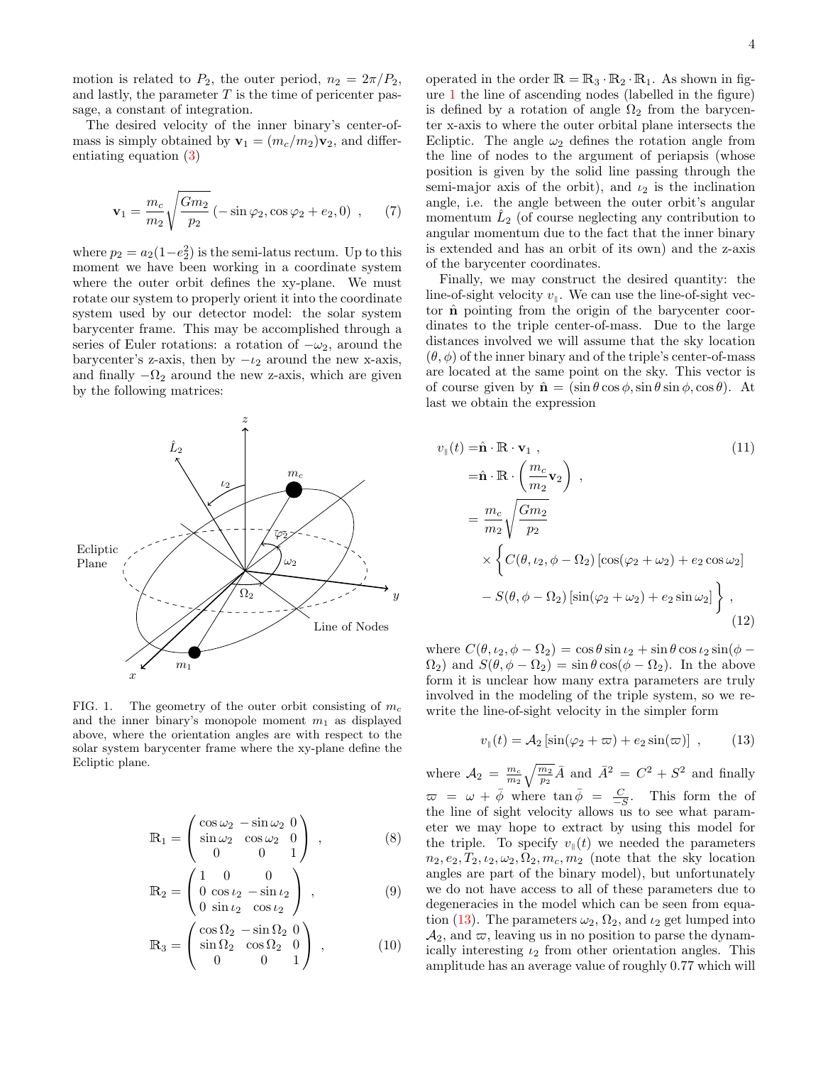motion is related to $P_2$, the outer period, $n_2 = 2\pi/P_2$, and lastly, the parameter $T$ is the time of pericenter passage, a constant of integration.

The desired velocity of the inner binary's center-of-mass is simply obtained by $\mathbf{v}_1 = (m_c/m_2)\mathbf{v}_2$, and differentiating equation (3)

$$\mathbf{v}_1 = \frac{m_c}{m_2}\sqrt{\frac{Gm_2}{p_2}}\left(-\sin\varphi_2, \cos\varphi_2 + e_2, 0\right) \ , \tag{7}$$

where $p_2 = a_2(1-e_2^2)$ is the semi-latus rectum. Up to this moment we have been working in a coordinate system where the outer orbit defines the xy-plane. We must rotate our system to properly orient it into the coordinate system used by our detector model: the solar system barycenter frame. This may be accomplished through a series of Euler rotations: a rotation of $-\omega_2$, around the barycenter's z-axis, then by $-\iota_2$ around the new x-axis, and finally $-\Omega_2$ around the new z-axis, which are given by the following matrices:

FIG. 1. The geometry of the outer orbit consisting of $m_c$ and the inner binary's monopole moment $m_1$ as displayed above, where the orientation angles are with respect to the solar system barycenter frame where the xy-plane define the Ecliptic plane.

$$\mathbb{R}_1 = \begin{pmatrix} \cos\omega_2 & -\sin\omega_2 & 0 \\ \sin\omega_2 & \cos\omega_2 & 0 \\ 0 & 0 & 1 \end{pmatrix} \ , \tag{8}$$

$$\mathbb{R}_2 = \begin{pmatrix} 1 & 0 & 0 \\ 0 & \cos\iota_2 & -\sin\iota_2 \\ 0 & \sin\iota_2 & \cos\iota_2 \end{pmatrix} \ , \tag{9}$$

$$\mathbb{R}_3 = \begin{pmatrix} \cos\Omega_2 & -\sin\Omega_2 & 0 \\ \sin\Omega_2 & \cos\Omega_2 & 0 \\ 0 & 0 & 1 \end{pmatrix} \ , \tag{10}$$

operated in the order $\mathbb{R} = \mathbb{R}_3 \cdot \mathbb{R}_2 \cdot \mathbb{R}_1$. As shown in figure 1 the line of ascending nodes (labelled in the figure) is defined by a rotation of angle $\Omega_2$ from the barycenter x-axis to where the outer orbital plane intersects the Ecliptic. The angle $\omega_2$ defines the rotation angle from the line of nodes to the argument of periapsis (whose position is given by the solid line passing through the semi-major axis of the orbit), and $\iota_2$ is the inclination angle, i.e. the angle between the outer orbit's angular momentum $\hat{L}_2$ (of course neglecting any contribution to angular momentum due to the fact that the inner binary is extended and has an orbit of its own) and the z-axis of the barycenter coordinates.

Finally, we may construct the desired quantity: the line-of-sight velocity $v_\parallel$. We can use the line-of-sight vector $\hat{\mathbf{n}}$ pointing from the origin of the barycenter coordinates to the triple center-of-mass. Due to the large distances involved we will assume that the sky location $(\theta, \phi)$ of the inner binary and of the triple's center-of-mass are located at the same point on the sky. This vector is of course given by $\hat{\mathbf{n}} = (\sin\theta\cos\phi, \sin\theta\sin\phi, \cos\theta)$. At last we obtain the expression

$$v_\parallel(t) = \hat{\mathbf{n}} \cdot \mathbb{R} \cdot \mathbf{v}_1 \ , \tag{11}$$

$$\begin{aligned} &= \hat{\mathbf{n}} \cdot \mathbb{R} \cdot \left(\frac{m_c}{m_2}\mathbf{v}_2\right) \ , \\ &= \frac{m_c}{m_2}\sqrt{\frac{Gm_2}{p_2}} \\ &\quad \times \Big\{ C(\theta, \iota_2, \phi - \Omega_2)\left[\cos(\varphi_2 + \omega_2) + e_2\cos\omega_2\right] \\ &\quad - S(\theta, \phi - \Omega_2)\left[\sin(\varphi_2 + \omega_2) + e_2\sin\omega_2\right] \Big\} \ , \end{aligned} \tag{12}$$

where $C(\theta, \iota_2, \phi - \Omega_2) = \cos\theta\sin\iota_2 + \sin\theta\cos\iota_2\sin(\phi - \Omega_2)$ and $S(\theta, \phi - \Omega_2) = \sin\theta\cos(\phi - \Omega_2)$. In the above form it is unclear how many extra parameters are truly involved in the modeling of the triple system, so we rewrite the line-of-sight velocity in the simpler form

$$v_\parallel(t) = \mathcal{A}_2\left[\sin(\varphi_2 + \varpi) + e_2\sin(\varpi)\right] \ , \tag{13}$$

where $\mathcal{A}_2 = \frac{m_c}{m_2}\sqrt{\frac{m_2}{p_2}}\bar{A}$ and $\bar{A}^2 = C^2 + S^2$ and finally $\varpi = \omega + \bar{\phi}$ where $\tan\bar{\phi} = \frac{C}{-S}$. This form of the line of sight velocity allows us to see what parameter we may hope to extract by using this model for the triple. To specify $v_\parallel(t)$ we needed the parameters $n_2, e_2, T_2, \iota_2, \omega_2, \Omega_2, m_c, m_2$ (note that the sky location angles are part of the binary model), but unfortunately we do not have access to all of these parameters due to degeneracies in the model which can be seen from equation (13). The parameters $\omega_2$, $\Omega_2$, and $\iota_2$ get lumped into $\mathcal{A}_2$, and $\varpi$, leaving us in no position to parse the dynamically interesting $\iota_2$ from other orientation angles. This amplitude has an average value of roughly 0.77 which will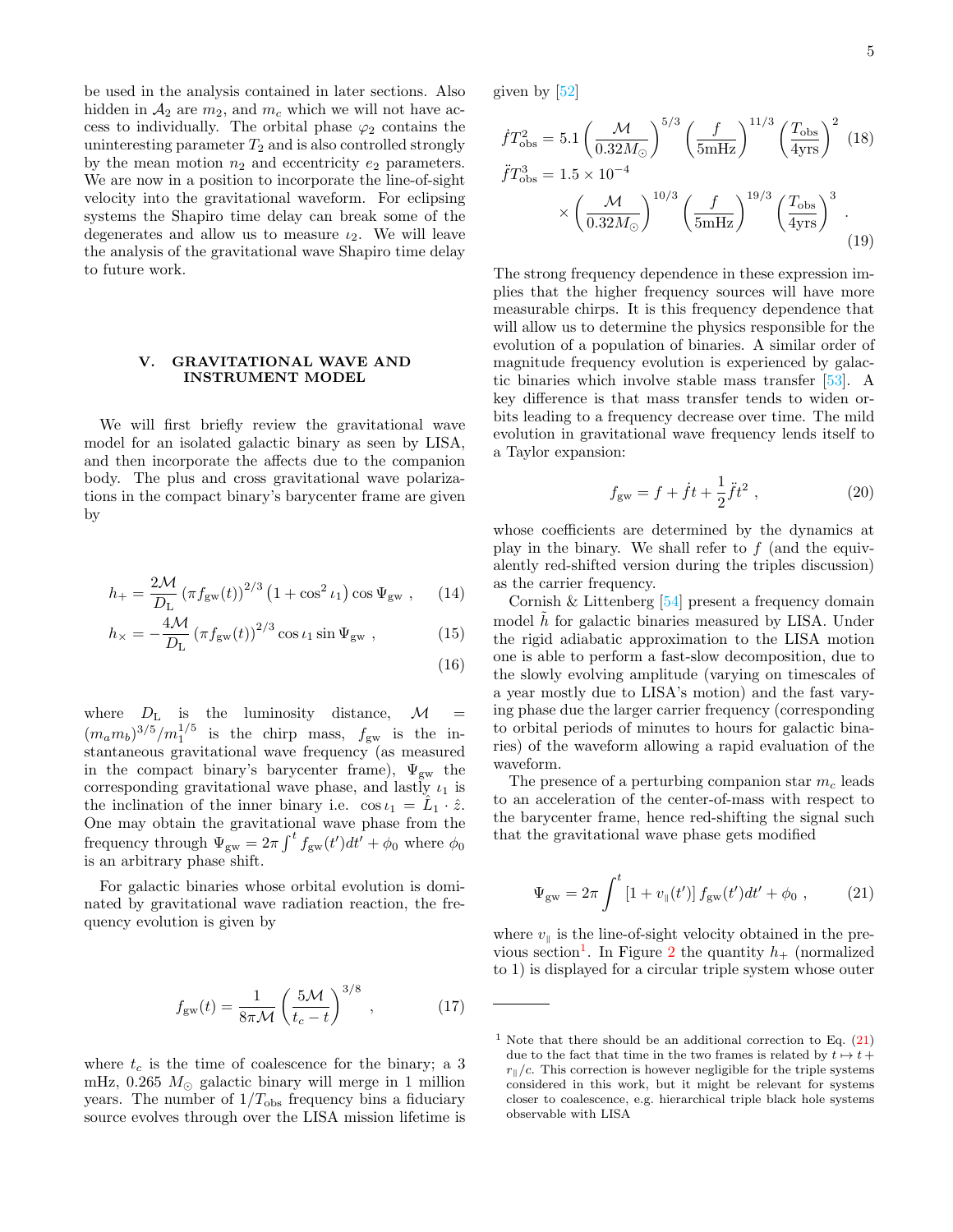be used in the analysis contained in later sections. Also hidden in $\mathcal{A}_2$ are $m_2$, and $m_c$ which we will not have access to individually. The orbital phase $\varphi_2$ contains the uninteresting parameter $T_2$ and is also controlled strongly by the mean motion $n_2$ and eccentricity $e_2$ parameters. We are now in a position to incorporate the line-of-sight velocity into the gravitational waveform. For eclipsing systems the Shapiro time delay can break some of the degenerates and allow us to measure $\iota_2$. We will leave the analysis of the gravitational wave Shapiro time delay to future work.

## V. GRAVITATIONAL WAVE AND INSTRUMENT MODEL

We will first briefly review the gravitational wave model for an isolated galactic binary as seen by LISA, and then incorporate the affects due to the companion body. The plus and cross gravitational wave polarizations in the compact binary's barycenter frame are given by

$$h_+ = \frac{2\mathcal{M}}{D_\mathrm{L}} \left(\pi f_\mathrm{gw}(t)\right)^{2/3} \left(1 + \cos^2 \iota_1\right) \cos \Psi_\mathrm{gw} \ , \tag{14}$$

$$h_\times = -\frac{4\mathcal{M}}{D_\mathrm{L}} \left(\pi f_\mathrm{gw}(t)\right)^{2/3} \cos \iota_1 \sin \Psi_\mathrm{gw} \ , \tag{15}$$

$$\tag{16}$$

where $D_\mathrm{L}$ is the luminosity distance, $\mathcal{M} = (m_a m_b)^{3/5}/m_1^{1/5}$ is the chirp mass, $f_\mathrm{gw}$ is the instantaneous gravitational wave frequency (as measured in the compact binary's barycenter frame), $\Psi_\mathrm{gw}$ the corresponding gravitational wave phase, and lastly $\iota_1$ is the inclination of the inner binary i.e. $\cos \iota_1 = \hat{L}_1 \cdot \hat{z}$. One may obtain the gravitational wave phase from the frequency through $\Psi_\mathrm{gw} = 2\pi \int^t f_\mathrm{gw}(t')dt' + \phi_0$ where $\phi_0$ is an arbitrary phase shift.

For galactic binaries whose orbital evolution is dominated by gravitational wave radiation reaction, the frequency evolution is given by

$$f_\mathrm{gw}(t) = \frac{1}{8\pi\mathcal{M}} \left(\frac{5\mathcal{M}}{t_c - t}\right)^{3/8} \ , \tag{17}$$

where $t_c$ is the time of coalescence for the binary; a 3 mHz, 0.265 $M_\odot$ galactic binary will merge in 1 million years. The number of $1/T_\mathrm{obs}$ frequency bins a fiducial source evolves through over the LISA mission lifetime is given by [52]

$$\dot{f} T_\mathrm{obs}^2 = 5.1 \left(\frac{\mathcal{M}}{0.32 M_\odot}\right)^{5/3} \left(\frac{f}{5\mathrm{mHz}}\right)^{11/3} \left(\frac{T_\mathrm{obs}}{4\mathrm{yrs}}\right)^2 \tag{18}$$

$$\ddot{f} T_\mathrm{obs}^3 = 1.5 \times 10^{-4} \times \left(\frac{\mathcal{M}}{0.32 M_\odot}\right)^{10/3} \left(\frac{f}{5\mathrm{mHz}}\right)^{19/3} \left(\frac{T_\mathrm{obs}}{4\mathrm{yrs}}\right)^3 \ . \tag{19}$$

The strong frequency dependence in these expression implies that the higher frequency sources will have more measurable chirps. It is this frequency dependence that will allow us to determine the physics responsible for the evolution of a population of binaries. A similar order of magnitude frequency evolution is experienced by galactic binaries which involve stable mass transfer [53]. A key difference is that mass transfer tends to widen orbits leading to a frequency decrease over time. The mild evolution in gravitational wave frequency lends itself to a Taylor expansion:

$$f_\mathrm{gw} = f + \dot{f} t + \frac{1}{2}\ddot{f} t^2 \ , \tag{20}$$

whose coefficients are determined by the dynamics at play in the binary. We shall refer to $f$ (and the equivalently red-shifted version during the triples discussion) as the carrier frequency.

Cornish & Littenberg [54] present a frequency domain model $\tilde{h}$ for galactic binaries measured by LISA. Under the rigid adiabatic approximation to the LISA motion one is able to perform a fast-slow decomposition, due to the slowly evolving amplitude (varying on timescales of a year mostly due to LISA's motion) and the fast varying phase due the larger carrier frequency (corresponding to orbital periods of minutes to hours for galactic binaries) of the waveform allowing a rapid evaluation of the waveform.

The presence of a perturbing companion star $m_c$ leads to an acceleration of the center-of-mass with respect to the barycenter frame, hence red-shifting the signal such that the gravitational wave phase gets modified

$$\Psi_\mathrm{gw} = 2\pi \int^t \left[1 + v_\parallel(t')\right] f_\mathrm{gw}(t')dt' + \phi_0 \ , \tag{21}$$

where $v_\parallel$ is the line-of-sight velocity obtained in the previous section[1]. In Figure 2 the quantity $h_+$ (normalized to 1) is displayed for a circular triple system whose outer

[1] Note that there should be an additional correction to Eq. (21) due to the fact that time in the two frames is related by $t \mapsto t + r_\parallel/c$. This correction is however negligible for the triple systems considered in this work, but it might be relevant for systems closer to coalescence, e.g. hierarchical triple black hole systems observable with LISA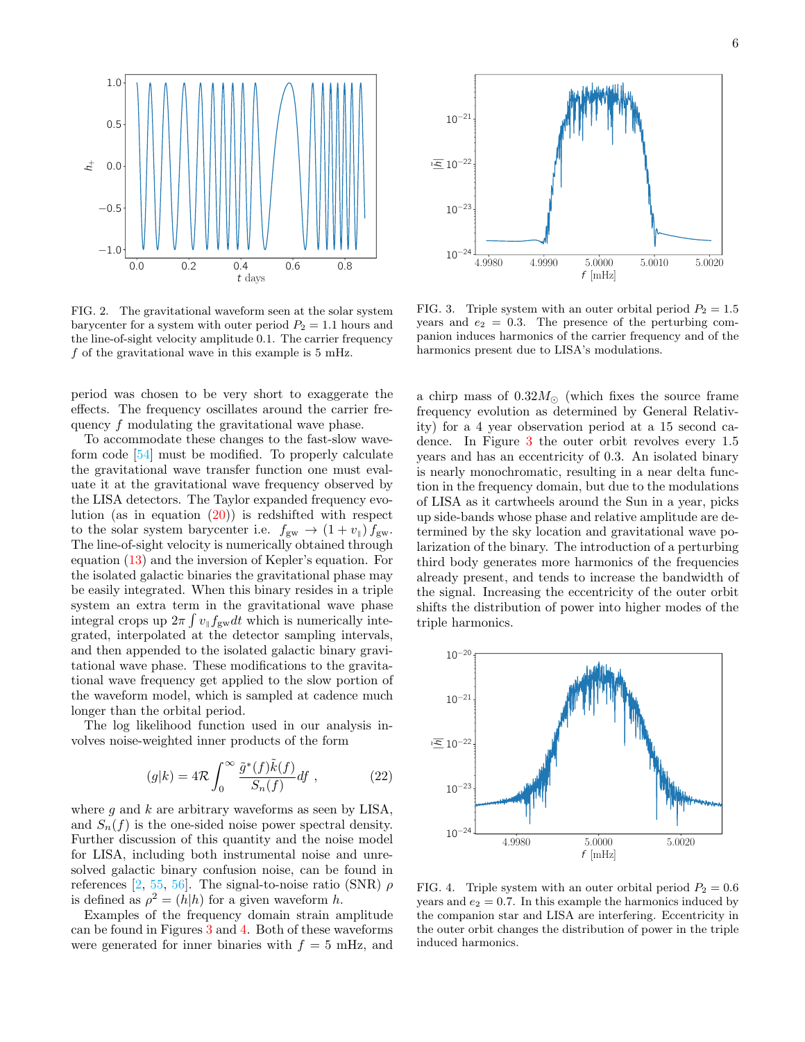FIG. 2. The gravitational waveform seen at the solar system barycenter for a system with outer period $P_2 = 1.1$ hours and the line-of-sight velocity amplitude 0.1. The carrier frequency $f$ of the gravitational wave in this example is 5 mHz.

FIG. 3. Triple system with an outer orbital period $P_2 = 1.5$ years and $e_2 = 0.3$. The presence of the perturbing companion induces harmonics of the carrier frequency and of the harmonics present due to LISA's modulations.

period was chosen to be very short to exaggerate the effects. The frequency oscillates around the carrier frequency $f$ modulating the gravitational wave phase.

To accommodate these changes to the fast-slow waveform code [54] must be modified. To properly calculate the gravitational wave transfer function one must evaluate it at the gravitational wave frequency observed by the LISA detectors. The Taylor expanded frequency evolution (as in equation (20)) is redshifted with respect to the solar system barycenter i.e. $f_{\rm gw} \rightarrow (1 + v_\parallel) f_{\rm gw}$. The line-of-sight velocity is numerically obtained through equation (13) and the inversion of Kepler's equation. For the isolated galactic binaries the gravitational phase may be easily integrated. When this binary resides in a triple system an extra term in the gravitational wave phase integral crops up $2\pi \int v_\parallel f_{\rm gw} dt$ which is numerically integrated, interpolated at the detector sampling intervals, and then appended to the isolated galactic binary gravitational wave phase. These modifications to the gravitational wave frequency get applied to the slow portion of the waveform model, which is sampled at cadence much longer than the orbital period.

The log likelihood function used in our analysis involves noise-weighted inner products of the form

$$(g|k) = 4\mathcal{R} \int_0^\infty \frac{\tilde{g}^*(f)\tilde{k}(f)}{S_n(f)} df \,, \tag{22}$$

where $g$ and $k$ are arbitrary waveforms as seen by LISA, and $S_n(f)$ is the one-sided noise power spectral density. Further discussion of this quantity and the noise model for LISA, including both instrumental noise and unresolved galactic binary confusion noise, can be found in references [2, 55, 56]. The signal-to-noise ratio (SNR) $\rho$ is defined as $\rho^2 = (h|h)$ for a given waveform $h$.

Examples of the frequency domain strain amplitude can be found in Figures 3 and 4. Both of these waveforms were generated for inner binaries with $f = 5$ mHz, and a chirp mass of $0.32 M_\odot$ (which fixes the source frame frequency evolution as determined by General Relativity) for a 4 year observation period at a 15 second cadence. In Figure 3 the outer orbit revolves every 1.5 years and has an eccentricity of 0.3. An isolated binary is nearly monochromatic, resulting in a near delta function in the frequency domain, but due to the modulations of LISA as it cartwheels around the Sun in a year, picks up side-bands whose phase and relative amplitude are determined by the sky location and gravitational wave polarization of the binary. The introduction of a perturbing third body generates more harmonics of the frequencies already present, and tends to increase the bandwidth of the signal. Increasing the eccentricity of the outer orbit shifts the distribution of power into higher modes of the triple harmonics.

FIG. 4. Triple system with an outer orbital period $P_2 = 0.6$ years and $e_2 = 0.7$. In this example the harmonics induced by the companion star and LISA are interfering. Eccentricity in the outer orbit changes the distribution of power in the triple induced harmonics.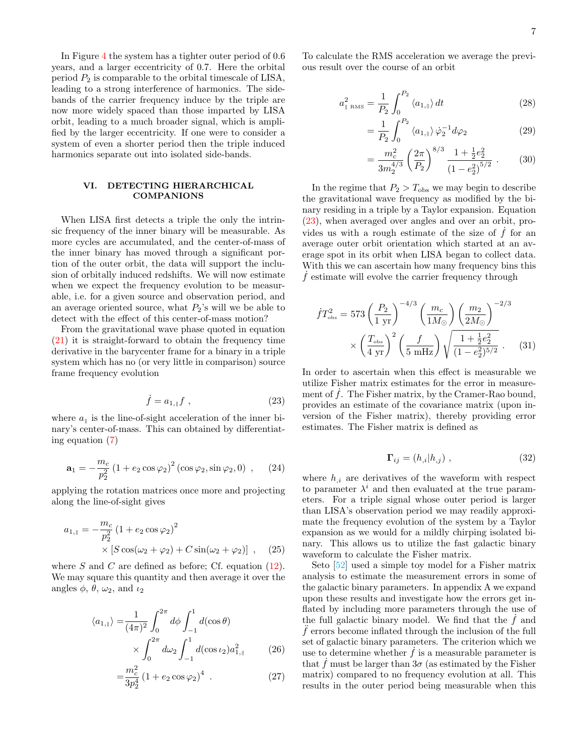In Figure 4 the system has a tighter outer period of 0.6 years, and a larger eccentricity of 0.7. Here the orbital period $P_2$ is comparable to the orbital timescale of LISA, leading to a strong interference of harmonics. The side-bands of the carrier frequency induce by the triple are now more widely spaced than those imparted by LISA orbit, leading to a much broader signal, which is amplified by the larger eccentricity. If one were to consider a system of even a shorter period then the triple induced harmonics separate out into isolated side-bands.

## VI. DETECTING HIERARCHICAL COMPANIONS

When LISA first detects a triple the only the intrinsic frequency of the inner binary will be measurable. As more cycles are accumulated, and the center-of-mass of the inner binary has moved through a significant portion of the outer orbit, the data will support the inclusion of orbitally induced redshifts. We will now estimate when we expect the frequency evolution to be measurable, i.e. for a given source and observation period, and an average oriented source, what $P_2$'s will we be able to detect with the effect of this center-of-mass motion?

From the gravitational wave phase quoted in equation (21) it is straight-forward to obtain the frequency time derivative in the barycenter frame for a binary in a triple system which has no (or very little in comparison) source frame frequency evolution

$$\dot{f} = a_{1,\parallel} f \ , \tag{23}$$

where $a_{\parallel}$ is the line-of-sight acceleration of the inner binary's center-of-mass. This can obtained by differentiating equation (7)

$$\mathbf{a}_1 = -\frac{m_c}{p_2^2}\left(1 + e_2 \cos\varphi_2\right)^2 \left(\cos\varphi_2, \sin\varphi_2, 0\right) \ , \tag{24}$$

applying the rotation matrices once more and projecting along the line-of-sight gives

$$\begin{aligned} a_{1,\parallel} = &-\frac{m_c}{p_2^2}\left(1 + e_2 \cos\varphi_2\right)^2 \\ &\times \left[S\cos(\omega_2 + \varphi_2) + C\sin(\omega_2 + \varphi_2)\right] \ , \end{aligned} \tag{25}$$

where $S$ and $C$ are defined as before; Cf. equation (12). We may square this quantity and then average it over the angles $\phi$, $\theta$, $\omega_2$, and $\iota_2$

$$\begin{aligned} \langle a_{1,\parallel}\rangle =&\frac{1}{(4\pi)^2}\int_0^{2\pi} d\phi \int_{-1}^{1} d(\cos\theta) \\ &\times \int_0^{2\pi} d\omega_2 \int_{-1}^{1} d(\cos\iota_2) a_{1,\parallel}^2 \end{aligned} \tag{26}$$

$$= \frac{m_c^2}{3p_2^4}\left(1 + e_2\cos\varphi_2\right)^4 \ . \tag{27}$$

To calculate the RMS acceleration we average the previous result over the course of an orbit

$$a^2_{\parallel \ \mathrm{RMS}} = \frac{1}{P_2}\int_0^{P_2} \langle a_{1,\parallel}\rangle \, dt \tag{28}$$

$$= \frac{1}{P_2}\int_0^{P_2} \langle a_{1,\parallel}\rangle \, \dot{\varphi}_2^{-1} d\varphi_2 \tag{29}$$

$$= \frac{m_c^2}{3m_2^{4/3}}\left(\frac{2\pi}{P_2}\right)^{8/3} \frac{1 + \frac{1}{2}e_2^2}{\left(1 - e_2^2\right)^{5/2}} \ . \tag{30}$$

In the regime that $P_2 > T_{\mathrm{obs}}$ we may begin to describe the gravitational wave frequency as modified by the binary residing in a triple by a Taylor expansion. Equation (23), when averaged over angles and over an orbit, provides us with a rough estimate of the size of $\dot{f}$ for an average outer orbit orientation which started at an average spot in its orbit when LISA began to collect data. With this we can ascertain how many frequency bins this $\dot{f}$ estimate will evolve the carrier frequency through

$$\begin{aligned} \dot{f}T^2_{\mathrm{obs}} = 573 &\left(\frac{P_2}{1 \ \mathrm{yr}}\right)^{-4/3} \left(\frac{m_c}{1M_\odot}\right) \left(\frac{m_2}{2M_\odot}\right)^{-2/3} \\ &\times \left(\frac{T_{\mathrm{obs}}}{4 \ \mathrm{yr}}\right)^2 \left(\frac{f}{5 \ \mathrm{mHz}}\right) \sqrt{\frac{1 + \frac{1}{2}e_2^2}{(1 - e_2^2)^{5/2}}} \ . \end{aligned} \tag{31}$$

In order to ascertain when this effect is measurable we utilize Fisher matrix estimates for the error in measurement of $\dot{f}$. The Fisher matrix, by the Cramer-Rao bound, provides an estimate of the covariance matrix (upon inversion of the Fisher matrix), thereby providing error estimates. The Fisher matrix is defined as

$$\mathbf{\Gamma}_{ij} = (h_{,i}|h_{,j}) \ , \tag{32}$$

where $h_{,i}$ are derivatives of the waveform with respect to parameter $\lambda^i$ and then evaluated at the true parameters. For a triple signal whose outer period is larger than LISA's observation period we may readily approximate the frequency evolution of the system by a Taylor expansion as we would for a mildly chirping isolated binary. This allows us to utilize the fast galactic binary waveform to calculate the Fisher matrix.

Seto [52] used a simple toy model for a Fisher matrix analysis to estimate the measurement errors in some of the galactic binary parameters. In appendix A we expand upon these results and investigate how the errors get inflated by including more parameters through the use of the full galactic binary model. We find that the $\dot{f}$ and $\ddot{f}$ errors become inflated through the inclusion of the full set of galactic binary parameters. The criterion which we use to determine whether $\dot{f}$ is a measurable parameter is that $\dot{f}$ must be larger than $3\sigma$ (as estimated by the Fisher matrix) compared to no frequency evolution at all. This results in the outer period being measurable when this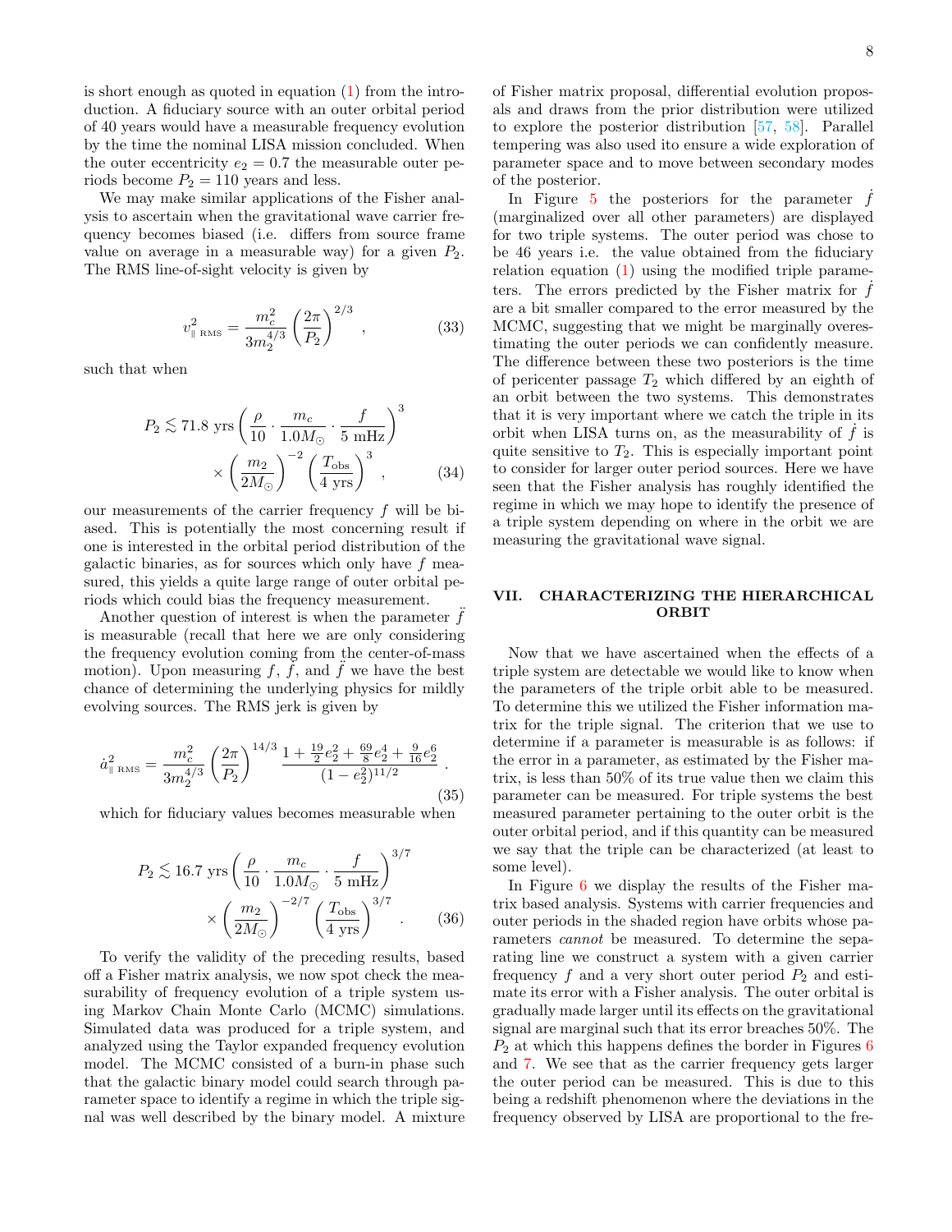is short enough as quoted in equation (1) from the introduction. A fiduciary source with an outer orbital period of 40 years would have a measurable frequency evolution by the time the nominal LISA mission concluded. When the outer eccentricity $e_2 = 0.7$ the measurable outer periods become $P_2 = 110$ years and less.

We may make similar applications of the Fisher analysis to ascertain when the gravitational wave carrier frequency becomes biased (i.e. differs from source frame value on average in a measurable way) for a given $P_2$. The RMS line-of-sight velocity is given by

$$v^2_{\parallel\,\mathrm{RMS}} = \frac{m_c^2}{3 m_2^{4/3}} \left(\frac{2\pi}{P_2}\right)^{2/3} , \tag{33}$$

such that when

$$P_2 \lesssim 71.8 \text{ yrs} \left(\frac{\rho}{10} \cdot \frac{m_c}{1.0 M_\odot} \cdot \frac{f}{5 \text{ mHz}}\right)^3 \times \left(\frac{m_2}{2 M_\odot}\right)^{-2} \left(\frac{T_{\mathrm{obs}}}{4 \text{ yrs}}\right)^3 , \tag{34}$$

our measurements of the carrier frequency $f$ will be biased. This is potentially the most concerning result if one is interested in the orbital period distribution of the galactic binaries, as for sources which only have $f$ measured, this yields a quite large range of outer orbital periods which could bias the frequency measurement.

Another question of interest is when the parameter $\ddot{f}$ is measurable (recall that here we are only considering the frequency evolution coming from the center-of-mass motion). Upon measuring $f$, $\dot{f}$, and $\ddot{f}$ we have the best chance of determining the underlying physics for mildly evolving sources. The RMS jerk is given by

$$\dot{a}^2_{\parallel\,\mathrm{RMS}} = \frac{m_c^2}{3 m_2^{4/3}} \left(\frac{2\pi}{P_2}\right)^{14/3} \frac{1 + \frac{19}{2} e_2^2 + \frac{69}{8} e_2^4 + \frac{9}{16} e_2^6}{(1 - e_2^2)^{11/2}} . \tag{35}$$

which for fiducial values becomes measurable when

$$P_2 \lesssim 16.7 \text{ yrs} \left(\frac{\rho}{10} \cdot \frac{m_c}{1.0 M_\odot} \cdot \frac{f}{5 \text{ mHz}}\right)^{3/7} \times \left(\frac{m_2}{2 M_\odot}\right)^{-2/7} \left(\frac{T_{\mathrm{obs}}}{4 \text{ yrs}}\right)^{3/7} . \tag{36}$$

To verify the validity of the preceding results, based off a Fisher matrix analysis, we now spot check the measurability of frequency evolution of a triple system using Markov Chain Monte Carlo (MCMC) simulations. Simulated data was produced for a triple system, and analyzed using the Taylor expanded frequency evolution model. The MCMC consisted of a burn-in phase such that the galactic binary model could search through parameter space to identify a regime in which the triple signal was well described by the binary model. A mixture of Fisher matrix proposal, differential evolution proposals and draws from the prior distribution were utilized to explore the posterior distribution [57, 58]. Parallel tempering was also used to ensure a wide exploration of parameter space and to move between secondary modes of the posterior.

In Figure 5 the posteriors for the parameter $\dot{f}$ (marginalized over all other parameters) are displayed for two triple systems. The outer period was chose to be 46 years i.e. the value obtained from the fiduciary relation equation (1) using the modified triple parameters. The errors predicted by the Fisher matrix for $\dot{f}$ are a bit smaller compared to the error measured by the MCMC, suggesting that we might be marginally overestimating the outer periods we can confidently measure. The difference between these two posteriors is the time of pericenter passage $T_2$ which differed by an eighth of an orbit between the two systems. This demonstrates that it is very important where we catch the triple in its orbit when LISA turns on, as the measurability of $\dot{f}$ is quite sensitive to $T_2$. This is especially important point to consider for larger outer period sources. Here we have seen that the Fisher analysis has roughly identified the regime in which we may hope to identify the presence of a triple system depending on where in the orbit we are measuring the gravitational wave signal.

## VII. CHARACTERIZING THE HIERARCHICAL ORBIT

Now that we have ascertained when the effects of a triple system are detectable we would like to know when the parameters of the triple orbit able to be measured. To determine this we utilized the Fisher information matrix for the triple signal. The criterion that we use to determine if a parameter is measurable is as follows: if the error in a parameter, as estimated by the Fisher matrix, is less than 50% of its true value then we claim this parameter can be measured. For triple systems the best measured parameter pertaining to the outer orbit is the outer orbital period, and if this quantity can be measured we say that the triple can be characterized (at least to some level).

In Figure 6 we display the results of the Fisher matrix based analysis. Systems with carrier frequencies and outer periods in the shaded region have orbits whose parameters *cannot* be measured. To determine the separating line we construct a system with a given carrier frequency $f$ and a very short outer period $P_2$ and estimate its error with a Fisher analysis. The outer orbital is gradually made larger until its effects on the gravitational signal are marginal such that its error breaches 50%. The $P_2$ at which this happens defines the border in Figures 6 and 7. We see that as the carrier frequency gets larger the outer period can be measured. This is due to this being a redshift phenomenon where the deviations in the frequency observed by LISA are proportional to the fre-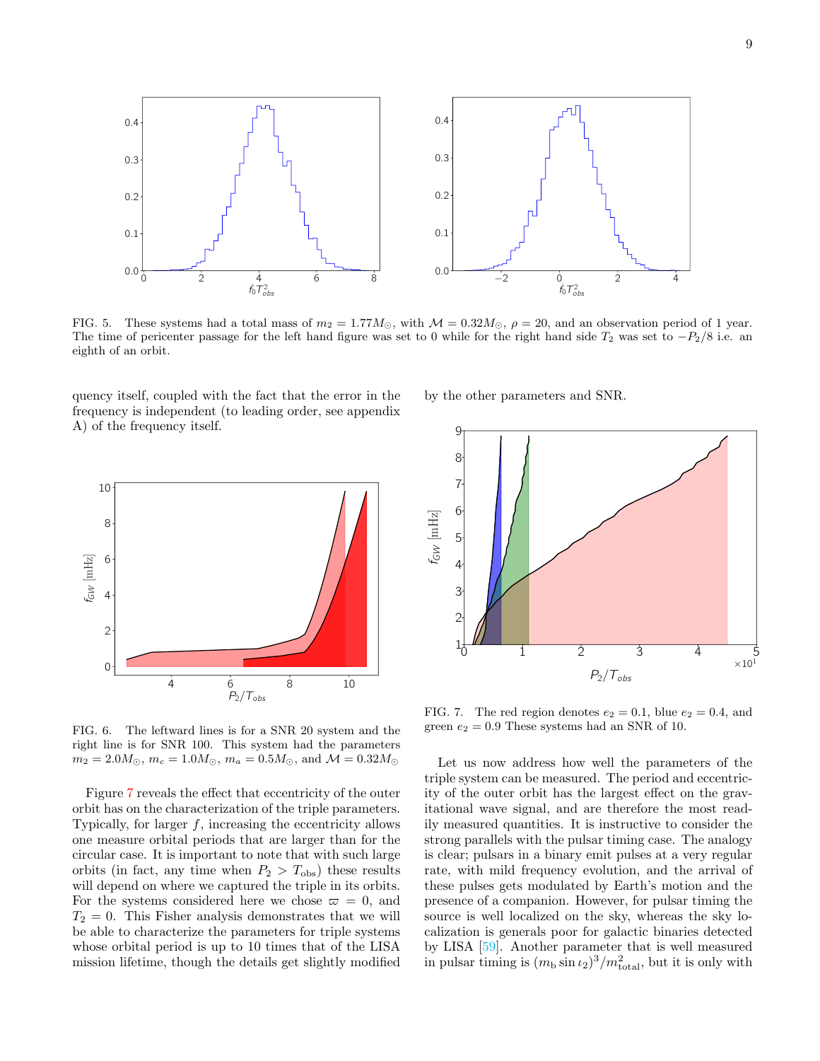FIG. 5. These systems had a total mass of $m_2 = 1.77M_\odot$, with $\mathcal{M} = 0.32M_\odot$, $\rho = 20$, and an observation period of 1 year. The time of pericenter passage for the left hand figure was set to 0 while for the right hand side $T_2$ was set to $-P_2/8$ i.e. an eighth of an orbit.

quency itself, coupled with the fact that the error in the frequency is independent (to leading order, see appendix A) of the frequency itself.

FIG. 6. The leftward lines is for a SNR 20 system and the right line is for SNR 100. This system had the parameters $m_2 = 2.0M_\odot$, $m_c = 1.0M_\odot$, $m_a = 0.5M_\odot$, and $\mathcal{M} = 0.32M_\odot$

Figure 7 reveals the effect that eccentricity of the outer orbit has on the characterization of the triple parameters. Typically, for larger $f$, increasing the eccentricity allows one measure orbital periods that are larger than for the circular case. It is important to note that with such large orbits (in fact, any time when $P_2 > T_{\rm obs}$) these results will depend on where we captured the triple in its orbits. For the systems considered here we chose $\varpi = 0$, and $T_2 = 0$. This Fisher analysis demonstrates that we will be able to characterize the parameters for triple systems whose orbital period is up to 10 times that of the LISA mission lifetime, though the details get slightly modified by the other parameters and SNR.

FIG. 7. The red region denotes $e_2 = 0.1$, blue $e_2 = 0.4$, and green $e_2 = 0.9$ These systems had an SNR of 10.

Let us now address how well the parameters of the triple system can be measured. The period and eccentricity of the outer orbit has the largest effect on the gravitational wave signal, and are therefore the most readily measured quantities. It is instructive to consider the strong parallels with the pulsar timing case. The analogy is clear; pulsars in a binary emit pulses at a very regular rate, with mild frequency evolution, and the arrival of these pulses gets modulated by Earth's motion and the presence of a companion. However, for pulsar timing the source is well localized on the sky, whereas the sky localization is generals poor for galactic binaries detected by LISA [59]. Another parameter that is well measured in pulsar timing is $(m_{\rm b} \sin \iota_2)^3/m_{\rm total}^2$, but it is only with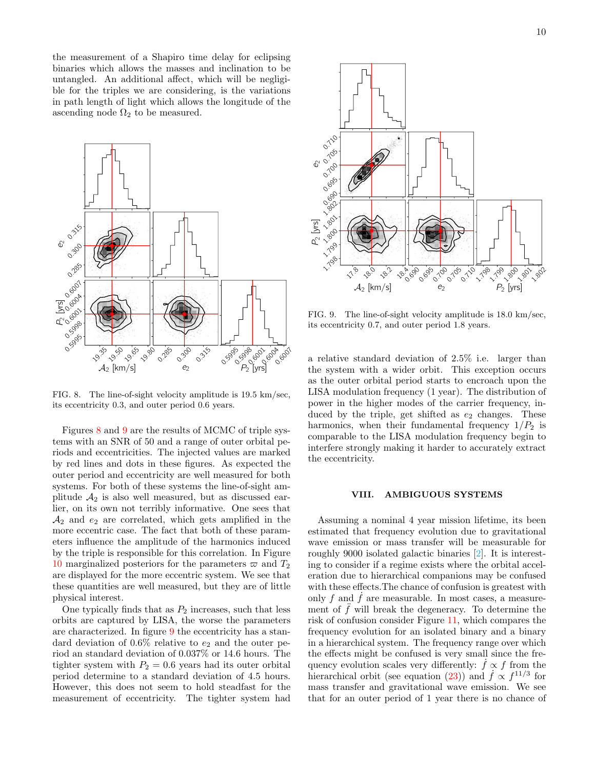the measurement of a Shapiro time delay for eclipsing binaries which allows the masses and inclination to be untangled. An additional affect, which will be negligible for the triples we are considering, is the variations in path length of light which allows the longitude of the ascending node $\Omega_2$ to be measured.

FIG. 8. The line-of-sight velocity amplitude is 19.5 km/sec, its eccentricity 0.3, and outer period 0.6 years.

Figures 8 and 9 are the results of MCMC of triple systems with an SNR of 50 and a range of outer orbital periods and eccentricities. The injected values are marked by red lines and dots in these figures. As expected the outer period and eccentricity are well measured for both systems. For both of these systems the line-of-sight amplitude $\mathcal{A}_2$ is also well measured, but as discussed earlier, on its own not terribly informative. One sees that $\mathcal{A}_2$ and $e_2$ are correlated, which gets amplified in the more eccentric case. The fact that both of these parameters influence the amplitude of the harmonics induced by the triple is responsible for this correlation. In Figure 10 marginalized posteriors for the parameters $\varpi$ and $T_2$ are displayed for the more eccentric system. We see that these quantities are well measured, but they are of little physical interest.

One typically finds that as $P_2$ increases, such that less orbits are captured by LISA, the worse the parameters are characterized. In figure 9 the eccentricity has a standard deviation of 0.6% relative to $e_2$ and the outer period an standard deviation of 0.037% or 14.6 hours. The tighter system with $P_2 = 0.6$ years had its outer orbital period determine to a standard deviation of 4.5 hours. However, this does not seem to hold steadfast for the measurement of eccentricity. The tighter system had

FIG. 9. The line-of-sight velocity amplitude is 18.0 km/sec, its eccentricity 0.7, and outer period 1.8 years.

a relative standard deviation of 2.5% i.e. larger than the system with a wider orbit. This exception occurs as the outer orbital period starts to encroach upon the LISA modulation frequency (1 year). The distribution of power in the higher modes of the carrier frequency, induced by the triple, get shifted as $e_2$ changes. These harmonics, when their fundamental frequency $1/P_2$ is comparable to the LISA modulation frequency begin to interfere strongly making it harder to accurately extract the eccentricity.

## VIII. AMBIGUOUS SYSTEMS

Assuming a nominal 4 year mission lifetime, its been estimated that frequency evolution due to gravitational wave emission or mass transfer will be measurable for roughly 9000 isolated galactic binaries [2]. It is interesting to consider if a regime exists where the orbital acceleration due to hierarchical companions may be confused with these effects.The chance of confusion is greatest with only $f$ and $\dot{f}$ are measurable. In most cases, a measurement of $\ddot{f}$ will break the degeneracy. To determine the risk of confusion consider Figure 11, which compares the frequency evolution for an isolated binary and a binary in a hierarchical system. The frequency range over which the effects might be confused is very small since the frequency evolution scales very differently: $\dot{f} \propto f$ from the hierarchical orbit (see equation (23)) and $\dot{f} \propto f^{11/3}$ for mass transfer and gravitational wave emission. We see that for an outer period of 1 year there is no chance of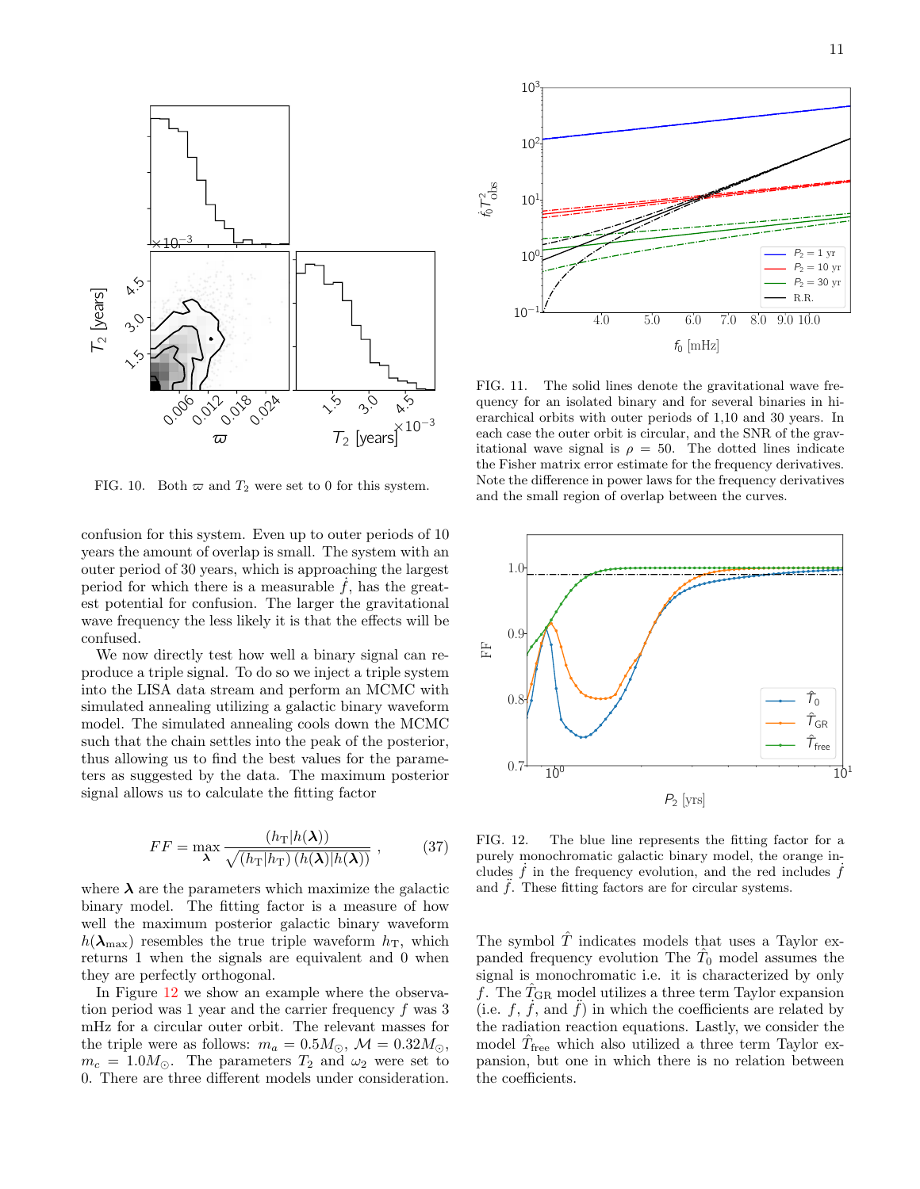FIG. 10. Both $\varpi$ and $T_2$ were set to 0 for this system.

FIG. 11. The solid lines denote the gravitational wave frequency for an isolated binary and for several binaries in hierarchical orbits with outer periods of 1,10 and 30 years. In each case the outer orbit is circular, and the SNR of the gravitational wave signal is $\rho = 50$. The dotted lines indicate the Fisher matrix error estimate for the frequency derivatives. Note the difference in power laws for the frequency derivatives and the small region of overlap between the curves.

confusion for this system. Even up to outer periods of 10 years the amount of overlap is small. The system with an outer period of 30 years, which is approaching the largest period for which there is a measurable $\dot{f}$, has the greatest potential for confusion. The larger the gravitational wave frequency the less likely it is that the effects will be confused.

We now directly test how well a binary signal can reproduce a triple signal. To do so we inject a triple system into the LISA data stream and perform an MCMC with simulated annealing utilizing a galactic binary waveform model. The simulated annealing cools down the MCMC such that the chain settles into the peak of the posterior, thus allowing us to find the best values for the parameters as suggested by the data. The maximum posterior signal allows us to calculate the fitting factor

$$FF = \max_{\boldsymbol{\lambda}} \frac{(h_{\mathrm{T}}|h(\boldsymbol{\lambda}))}{\sqrt{(h_{\mathrm{T}}|h_{\mathrm{T}})\,(h(\boldsymbol{\lambda})|h(\boldsymbol{\lambda}))}} \,, \tag{37}$$

where $\boldsymbol{\lambda}$ are the parameters which maximize the galactic binary model. The fitting factor is a measure of how well the maximum posterior galactic binary waveform $h(\boldsymbol{\lambda}_{\max})$ resembles the true triple waveform $h_{\mathrm{T}}$, which returns 1 when the signals are equivalent and 0 when they are perfectly orthogonal.

In Figure 12 we show an example where the observation period was 1 year and the carrier frequency $f$ was 3 mHz for a circular outer orbit. The relevant masses for the triple were as follows: $m_a = 0.5M_\odot$, $\mathcal{M} = 0.32M_\odot$, $m_c = 1.0M_\odot$. The parameters $T_2$ and $\omega_2$ were set to 0. There are three different models under consideration.

FIG. 12. The blue line represents the fitting factor for a purely monochromatic galactic binary model, the orange includes $\dot{f}$ in the frequency evolution, and the red includes $\dot{f}$ and $\ddot{f}$. These fitting factors are for circular systems.

The symbol $\hat{T}$ indicates models that uses a Taylor expanded frequency evolution The $\hat{T}_0$ model assumes the signal is monochromatic i.e. it is characterized by only $f$. The $\hat{T}_{\mathrm{GR}}$ model utilizes a three term Taylor expansion (i.e. $f$, $\dot{f}$, and $\ddot{f}$) in which the coefficients are related by the radiation reaction equations. Lastly, we consider the model $\hat{T}_{\mathrm{free}}$ which also utilized a three term Taylor expansion, but one in which there is no relation between the coefficients.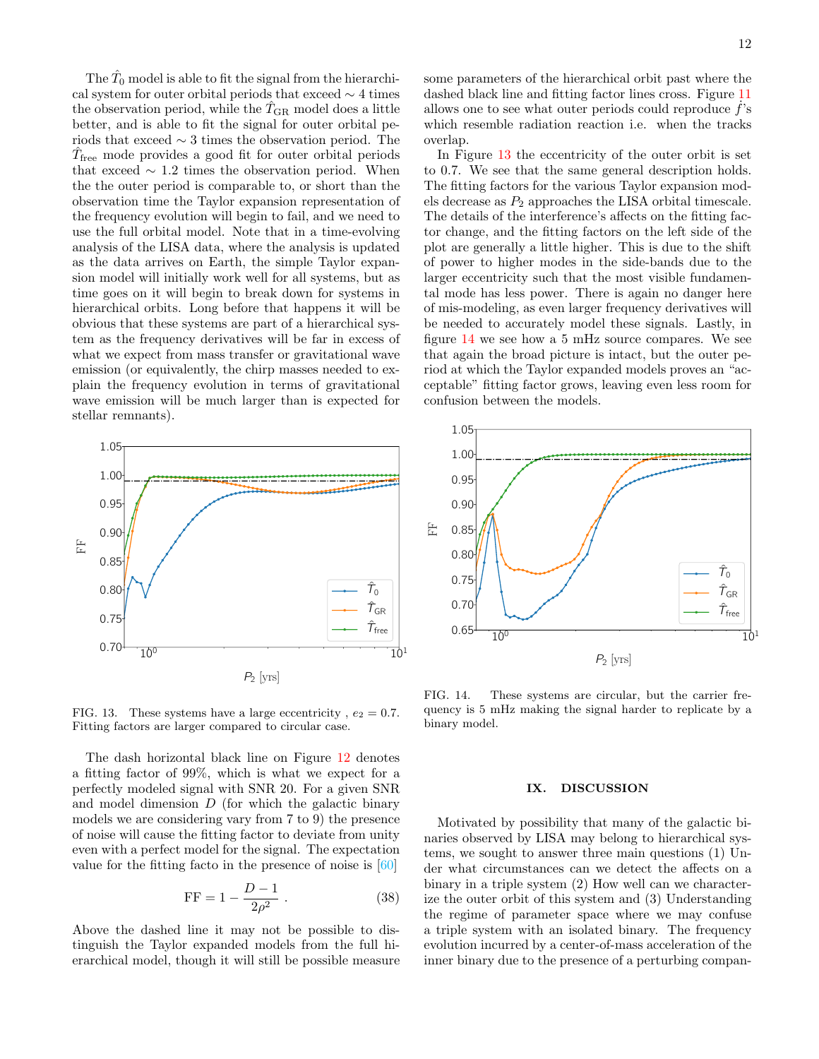The $\hat{T}_0$ model is able to fit the signal from the hierarchical system for outer orbital periods that exceed $\sim 4$ times the observation period, while the $\hat{T}_{\rm GR}$ model does a little better, and is able to fit the signal for outer orbital periods that exceed $\sim 3$ times the observation period. The $\hat{T}_{\rm free}$ mode provides a good fit for outer orbital periods that exceed $\sim 1.2$ times the observation period. When the the outer period is comparable to, or short than the observation time the Taylor expansion representation of the frequency evolution will begin to fail, and we need to use the full orbital model. Note that in a time-evolving analysis of the LISA data, where the analysis is updated as the data arrives on Earth, the simple Taylor expansion model will initially work well for all systems, but as time goes on it will begin to break down for systems in hierarchical orbits. Long before that happens it will be obvious that these systems are part of a hierarchical system as the frequency derivatives will be far in excess of what we expect from mass transfer or gravitational wave emission (or equivalently, the chirp masses needed to explain the frequency evolution in terms of gravitational wave emission will be much larger than is expected for stellar remnants).

FIG. 13. These systems have a large eccentricity , $e_2 = 0.7$. Fitting factors are larger compared to circular case.

The dash horizontal black line on Figure 12 denotes a fitting factor of 99%, which is what we expect for a perfectly modeled signal with SNR 20. For a given SNR and model dimension $D$ (for which the galactic binary models we are considering vary from 7 to 9) the presence of noise will cause the fitting factor to deviate from unity even with a perfect model for the signal. The expectation value for the fitting facto in the presence of noise is [60]

$$\text{FF} = 1 - \frac{D-1}{2\rho^2} \, . \tag{38}$$

Above the dashed line it may not be possible to distinguish the Taylor expanded models from the full hierarchical model, though it will still be possible measure some parameters of the hierarchical orbit past where the dashed black line and fitting factor lines cross. Figure 11 allows one to see what outer periods could reproduce $\dot{f}$'s which resemble radiation reaction i.e. when the tracks overlap.

In Figure 13 the eccentricity of the outer orbit is set to 0.7. We see that the same general description holds. The fitting factors for the various Taylor expansion models decrease as $P_2$ approaches the LISA orbital timescale. The details of the interference's affects on the fitting factor change, and the fitting factors on the left side of the plot are generally a little higher. This is due to the shift of power to higher modes in the side-bands due to the larger eccentricity such that the most visible fundamental mode has less power. There is again no danger here of mis-modeling, as even larger frequency derivatives will be needed to accurately model these signals. Lastly, in figure 14 we see how a 5 mHz source compares. We see that again the broad picture is intact, but the outer period at which the Taylor expanded models proves an "acceptable" fitting factor grows, leaving even less room for confusion between the models.

FIG. 14. These systems are circular, but the carrier frequency is 5 mHz making the signal harder to replicate by a binary model.

## IX. DISCUSSION

Motivated by possibility that many of the galactic binaries observed by LISA may belong to hierarchical systems, we sought to answer three main questions (1) Under what circumstances can we detect the affects on a binary in a triple system (2) How well can we characterize the outer orbit of this system and (3) Understanding the regime of parameter space where we may confuse a triple system with an isolated binary. The frequency evolution incurred by a center-of-mass acceleration of the inner binary due to the presence of a perturbing compan-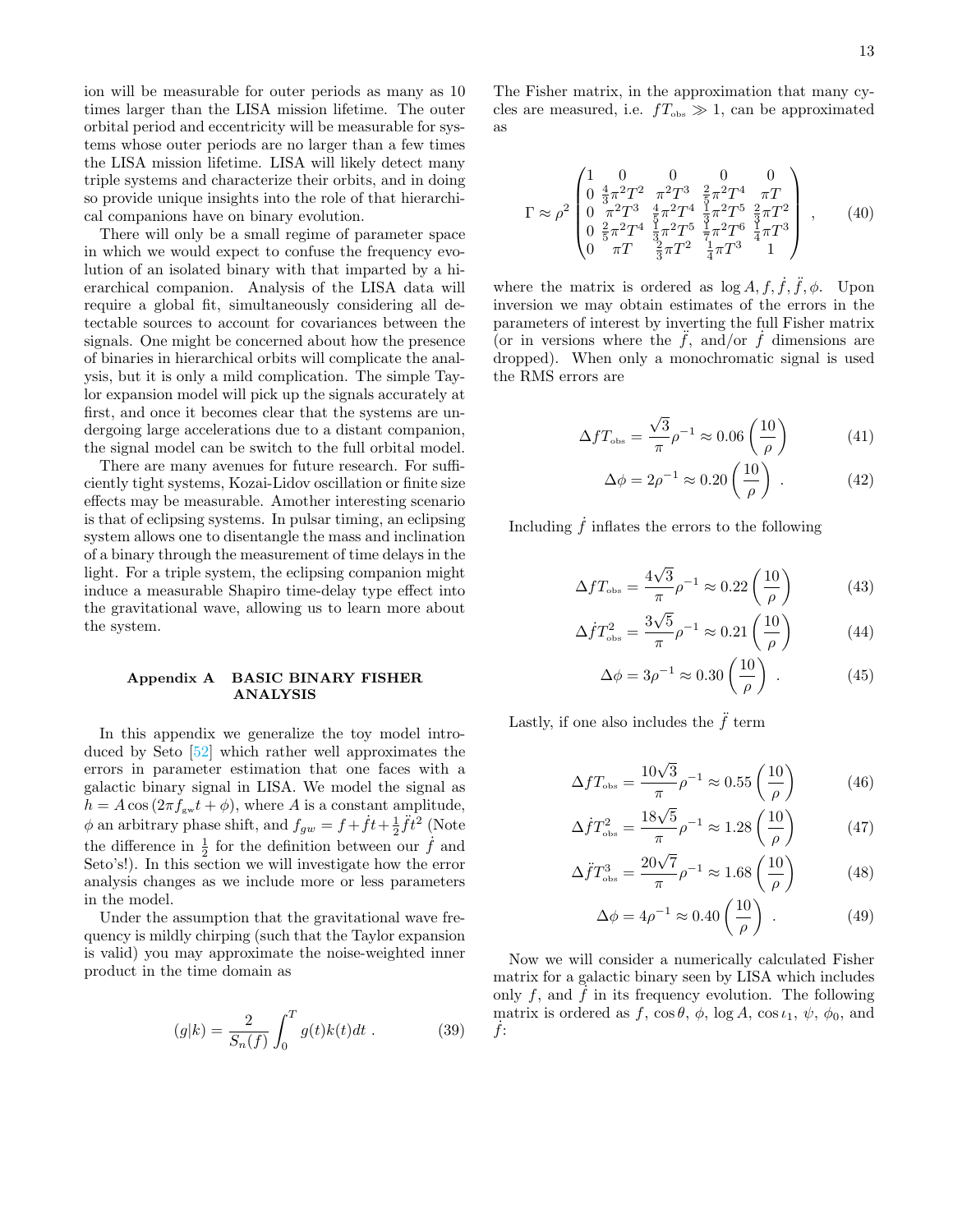ion will be measurable for outer periods as many as 10 times larger than the LISA mission lifetime. The outer orbital period and eccentricity will be measurable for systems whose outer periods are no larger than a few times the LISA mission lifetime. LISA will likely detect many triple systems and characterize their orbits, and in doing so provide unique insights into the role of that hierarchical companions have on binary evolution.

There will only be a small regime of parameter space in which we would expect to confuse the frequency evolution of an isolated binary with that imparted by a hierarchical companion. Analysis of the LISA data will require a global fit, simultaneously considering all detectable sources to account for covariances between the signals. One might be concerned about how the presence of binaries in hierarchical orbits will complicate the analysis, but it is only a mild complication. The simple Taylor expansion model will pick up the signals accurately at first, and once it becomes clear that the systems are undergoing large accelerations due to a distant companion, the signal model can be switch to the full orbital model.

There are many avenues for future research. For sufficiently tight systems, Kozai-Lidov oscillation or finite size effects may be measurable. Another interesting scenario is that of eclipsing systems. In pulsar timing, an eclipsing system allows one to disentangle the mass and inclination of a binary through the measurement of time delays in the light. For a triple system, the eclipsing companion might induce a measurable Shapiro time-delay type effect into the gravitational wave, allowing us to learn more about the system.

## Appendix A BASIC BINARY FISHER ANALYSIS

In this appendix we generalize the toy model introduced by Seto [52] which rather well approximates the errors in parameter estimation that one faces with a galactic binary signal in LISA. We model the signal as $h = A\cos(2\pi f_{\rm gw} t + \phi)$, where $A$ is a constant amplitude, $\phi$ an arbitrary phase shift, and $f_{gw} = f + \dot{f}t + \frac{1}{2}\ddot{f}t^2$ (Note the difference in $\frac{1}{2}$ for the definition between our $\dot{f}$ and Seto's!). In this section we will investigate how the error analysis changes as we include more or less parameters in the model.

Under the assumption that the gravitational wave frequency is mildly chirping (such that the Taylor expansion is valid) you may approximate the noise-weighted inner product in the time domain as

$$
(g|k) = \frac{2}{S_n(f)} \int_0^T g(t)k(t)dt \, . \tag{39}
$$

The Fisher matrix, in the approximation that many cycles are measured, i.e. $fT_{\rm obs} \gg 1$, can be approximated as

$$
\Gamma \approx \rho^2 \begin{pmatrix} 1 & 0 & 0 & 0 & 0 \\ 0 & \frac{4}{3}\pi^2 T^2 & \pi^2 T^3 & \frac{2}{5}\pi^2 T^4 & \pi T \\ 0 & \pi^2 T^3 & \frac{4}{5}\pi^2 T^4 & \frac{1}{3}\pi^2 T^5 & \frac{2}{3}\pi T^2 \\ 0 & \frac{2}{5}\pi^2 T^4 & \frac{1}{3}\pi^2 T^5 & \frac{1}{7}\pi^2 T^6 & \frac{1}{4}\pi T^3 \\ 0 & \pi T & \frac{2}{3}\pi T^2 & \frac{1}{4}\pi T^3 & 1 \end{pmatrix} , \tag{40}
$$

where the matrix is ordered as $\log A, f, \dot{f}, \ddot{f}, \phi$. Upon inversion we may obtain estimates of the errors in the parameters of interest by inverting the full Fisher matrix (or in versions where the $\ddot{f}$, and/or $\dot{f}$ dimensions are dropped). When only a monochromatic signal is used the RMS errors are

$$
\Delta f T_{\rm obs} = \frac{\sqrt{3}}{\pi}\rho^{-1} \approx 0.06 \left(\frac{10}{\rho}\right) \tag{41}
$$

$$
\Delta\phi = 2\rho^{-1} \approx 0.20 \left(\frac{10}{\rho}\right) . \tag{42}
$$

Including $\dot{f}$ inflates the errors to the following

$$
\Delta f T_{\rm obs} = \frac{4\sqrt{3}}{\pi}\rho^{-1} \approx 0.22 \left(\frac{10}{\rho}\right) \tag{43}
$$

$$
\Delta \dot{f} T_{\rm obs}^2 = \frac{3\sqrt{5}}{\pi}\rho^{-1} \approx 0.21 \left(\frac{10}{\rho}\right) \tag{44}
$$

$$
\Delta\phi = 3\rho^{-1} \approx 0.30 \left(\frac{10}{\rho}\right) . \tag{45}
$$

Lastly, if one also includes the $\ddot{f}$ term

$$
\Delta f T_{\rm obs} = \frac{10\sqrt{3}}{\pi}\rho^{-1} \approx 0.55 \left(\frac{10}{\rho}\right) \tag{46}
$$

$$
\Delta \dot{f} T_{\rm obs}^2 = \frac{18\sqrt{5}}{\pi}\rho^{-1} \approx 1.28 \left(\frac{10}{\rho}\right) \tag{47}
$$

$$
\Delta \ddot{f} T_{\rm obs}^3 = \frac{20\sqrt{7}}{\pi}\rho^{-1} \approx 1.68 \left(\frac{10}{\rho}\right) \tag{48}
$$

$$
\Delta\phi = 4\rho^{-1} \approx 0.40 \left(\frac{10}{\rho}\right) . \tag{49}
$$

Now we will consider a numerically calculated Fisher matrix for a galactic binary seen by LISA which includes only $f$, and $\dot{f}$ in its frequency evolution. The following matrix is ordered as $f$, $\cos\theta$, $\phi$, $\log A$, $\cos\iota_1$, $\psi$, $\phi_0$, and $\dot{f}$: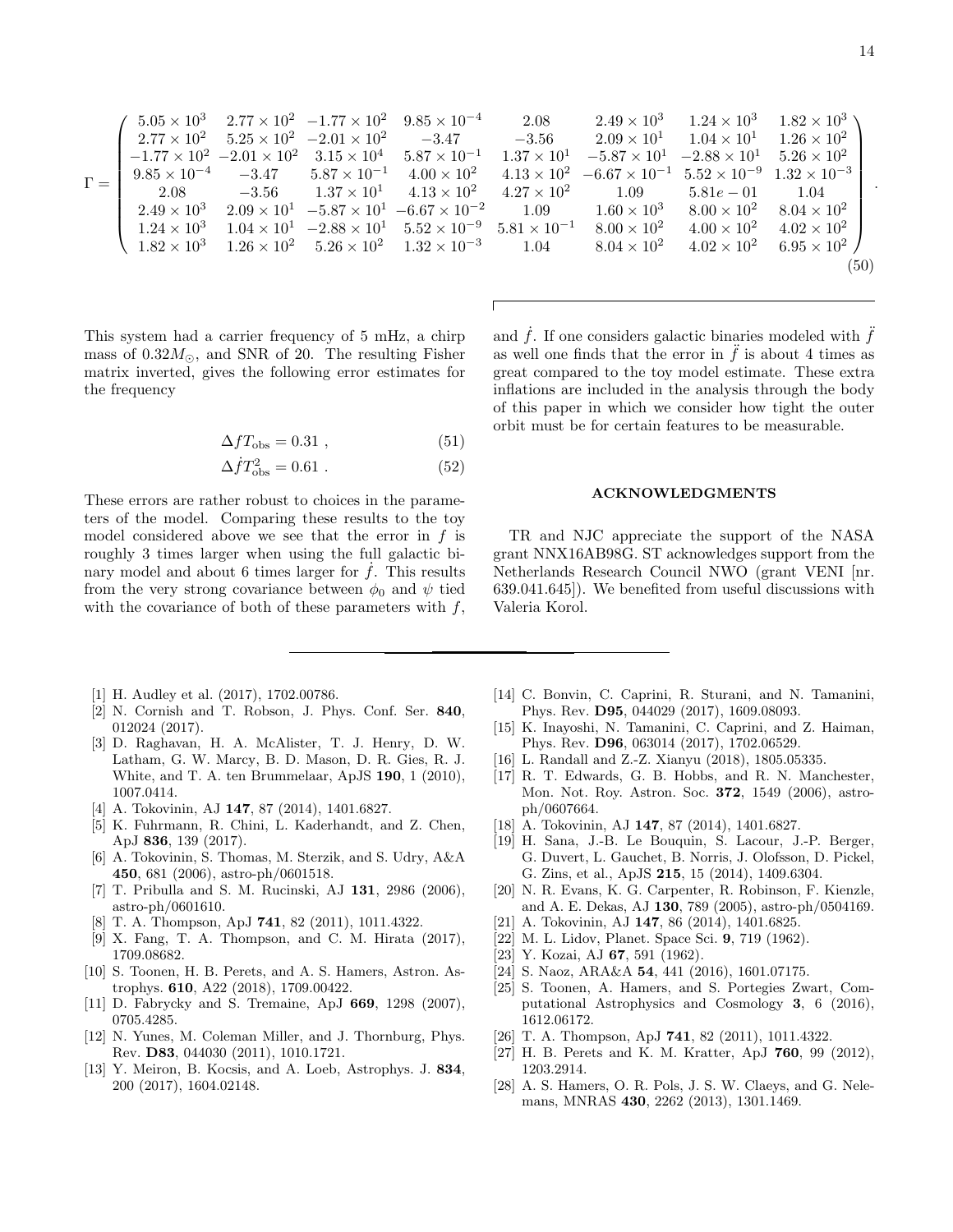$$
\Gamma = \begin{pmatrix}
5.05\times10^{3} & 2.77\times10^{2} & -1.77\times10^{2} & 9.85\times10^{-4} & 2.08 & 2.49\times10^{3} & 1.24\times10^{3} & 1.82\times10^{3} \\
2.77\times10^{2} & 5.25\times10^{2} & -2.01\times10^{2} & -3.47 & -3.56 & 2.09\times10^{1} & 1.04\times10^{1} & 1.26\times10^{2} \\
-1.77\times10^{2} & -2.01\times10^{2} & 3.15\times10^{4} & 5.87\times10^{-1} & 1.37\times10^{1} & -5.87\times10^{1} & -2.88\times10^{1} & 5.26\times10^{2} \\
9.85\times10^{-4} & -3.47 & 5.87\times10^{-1} & 4.00\times10^{2} & 4.13\times10^{2} & -6.67\times10^{-1} & 5.52\times10^{-9} & 1.32\times10^{-3} \\
2.08 & -3.56 & 1.37\times10^{1} & 4.13\times10^{2} & 4.27\times10^{2} & 1.09 & 5.81e-01 & 1.04 \\
2.49\times10^{3} & 2.09\times10^{1} & -5.87\times10^{1} & -6.67\times10^{-2} & 1.09 & 1.60\times10^{3} & 8.00\times10^{2} & 8.04\times10^{2} \\
1.24\times10^{3} & 1.04\times10^{1} & -2.88\times10^{1} & 5.52\times10^{-9} & 5.81\times10^{-1} & 8.00\times10^{2} & 4.00\times10^{2} & 4.02\times10^{2} \\
1.82\times10^{3} & 1.26\times10^{2} & 5.26\times10^{2} & 1.32\times10^{-3} & 1.04 & 8.04\times10^{2} & 4.02\times10^{2} & 6.95\times10^{2}
\end{pmatrix} . \tag{50}
$$

This system had a carrier frequency of 5 mHz, a chirp mass of $0.32M_{\odot}$, and SNR of 20. The resulting Fisher matrix inverted, gives the following error estimates for the frequency

$$
\Delta f T_{\rm obs} = 0.31 \; , \tag{51}
$$

$$
\Delta \dot{f} T_{\rm obs}^2 = 0.61 \; . \tag{52}
$$

These errors are rather robust to choices in the parameters of the model. Comparing these results to the toy model considered above we see that the error in $f$ is roughly 3 times larger when using the full galactic binary model and about 6 times larger for $\dot{f}$. This results from the very strong covariance between $\phi_0$ and $\psi$ tied with the covariance of both of these parameters with $f$, and $\dot{f}$. If one considers galactic binaries modeled with $\ddot{f}$ as well one finds that the error in $\dot{f}$ is about 4 times as great compared to the toy model estimate. These extra inflations are included in the analysis through the body of this paper in which we consider how tight the outer orbit must be for certain features to be measurable.

## ACKNOWLEDGMENTS

TR and NJC appreciate the support of the NASA grant NNX16AB98G. ST acknowledges support from the Netherlands Research Council NWO (grant VENI [nr. 639.041.645]). We benefited from useful discussions with Valeria Korol.

---

[1] H. Audley et al. (2017), 1702.00786.
[2] N. Cornish and T. Robson, J. Phys. Conf. Ser. **840**, 012024 (2017).
[3] D. Raghavan, H. A. McAlister, T. J. Henry, D. W. Latham, G. W. Marcy, B. D. Mason, D. R. Gies, R. J. White, and T. A. ten Brummelaar, ApJS **190**, 1 (2010), 1007.0414.
[4] A. Tokovinin, AJ **147**, 87 (2014), 1401.6827.
[5] K. Fuhrmann, R. Chini, L. Kaderhandt, and Z. Chen, ApJ **836**, 139 (2017).
[6] A. Tokovinin, S. Thomas, M. Sterzik, and S. Udry, A&A **450**, 681 (2006), astro-ph/0601518.
[7] T. Pribulla and S. M. Rucinski, AJ **131**, 2986 (2006), astro-ph/0601610.
[8] T. A. Thompson, ApJ **741**, 82 (2011), 1011.4322.
[9] X. Fang, T. A. Thompson, and C. M. Hirata (2017), 1709.08682.
[10] S. Toonen, H. B. Perets, and A. S. Hamers, Astron. Astrophys. **610**, A22 (2018), 1709.00422.
[11] D. Fabrycky and S. Tremaine, ApJ **669**, 1298 (2007), 0705.4285.
[12] N. Yunes, M. Coleman Miller, and J. Thornburg, Phys. Rev. **D83**, 044030 (2011), 1010.1721.
[13] Y. Meiron, B. Kocsis, and A. Loeb, Astrophys. J. **834**, 200 (2017), 1604.02148.
[14] C. Bonvin, C. Caprini, R. Sturani, and N. Tamanini, Phys. Rev. **D95**, 044029 (2017), 1609.08093.
[15] K. Inayoshi, N. Tamanini, C. Caprini, and Z. Haiman, Phys. Rev. **D96**, 063014 (2017), 1702.06529.
[16] L. Randall and Z.-Z. Xianyu (2018), 1805.05335.
[17] R. T. Edwards, G. B. Hobbs, and R. N. Manchester, Mon. Not. Roy. Astron. Soc. **372**, 1549 (2006), astro-ph/0607664.
[18] A. Tokovinin, AJ **147**, 87 (2014), 1401.6827.
[19] H. Sana, J.-B. Le Bouquin, S. Lacour, J.-P. Berger, G. Duvert, L. Gauchet, B. Norris, J. Olofsson, D. Pickel, G. Zins, et al., ApJS **215**, 15 (2014), 1409.6304.
[20] N. R. Evans, K. G. Carpenter, R. Robinson, F. Kienzle, and A. E. Dekas, AJ **130**, 789 (2005), astro-ph/0504169.
[21] A. Tokovinin, AJ **147**, 86 (2014), 1401.6825.
[22] M. L. Lidov, Planet. Space Sci. **9**, 719 (1962).
[23] Y. Kozai, AJ **67**, 591 (1962).
[24] S. Naoz, ARA&A **54**, 441 (2016), 1601.07175.
[25] S. Toonen, A. Hamers, and S. Portegies Zwart, Computational Astrophysics and Cosmology **3**, 6 (2016), 1612.06172.
[26] T. A. Thompson, ApJ **741**, 82 (2011), 1011.4322.
[27] H. B. Perets and K. M. Kratter, ApJ **760**, 99 (2012), 1203.2914.
[28] A. S. Hamers, O. R. Pols, J. S. W. Claeys, and G. Nelemans, MNRAS **430**, 2262 (2013), 1301.1469.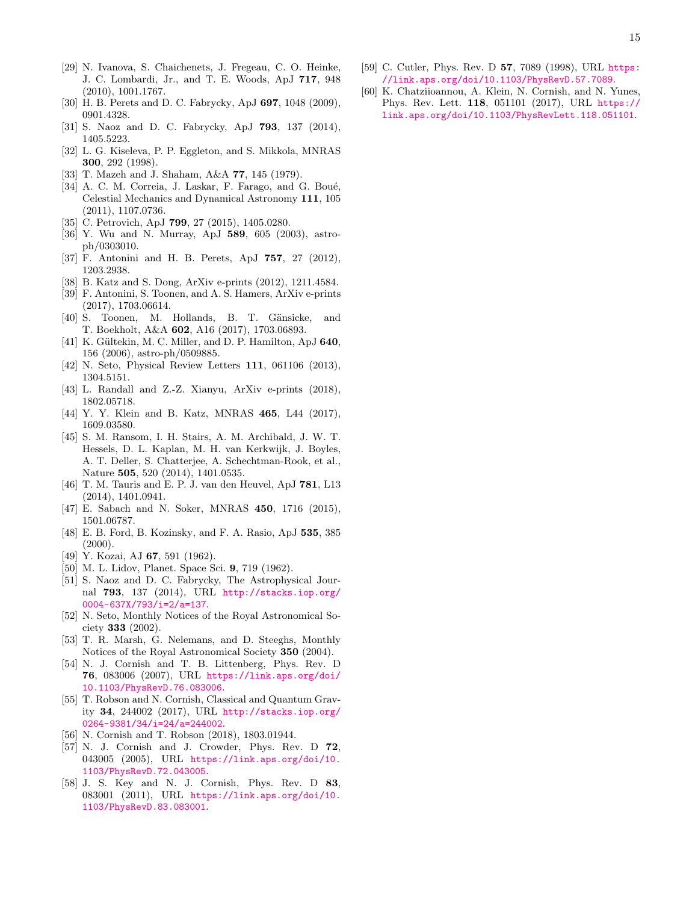[29] N. Ivanova, S. Chaichenets, J. Fregeau, C. O. Heinke, J. C. Lombardi, Jr., and T. E. Woods, ApJ **717**, 948 (2010), 1001.1767.

[30] H. B. Perets and D. C. Fabrycky, ApJ **697**, 1048 (2009), 0901.4328.

[31] S. Naoz and D. C. Fabrycky, ApJ **793**, 137 (2014), 1405.5223.

[32] L. G. Kiseleva, P. P. Eggleton, and S. Mikkola, MNRAS **300**, 292 (1998).

[33] T. Mazeh and J. Shaham, A&A **77**, 145 (1979).

[34] A. C. M. Correia, J. Laskar, F. Farago, and G. Boué, Celestial Mechanics and Dynamical Astronomy **111**, 105 (2011), 1107.0736.

[35] C. Petrovich, ApJ **799**, 27 (2015), 1405.0280.

[36] Y. Wu and N. Murray, ApJ **589**, 605 (2003), astro-ph/0303010.

[37] F. Antonini and H. B. Perets, ApJ **757**, 27 (2012), 1203.2938.

[38] B. Katz and S. Dong, ArXiv e-prints (2012), 1211.4584.

[39] F. Antonini, S. Toonen, and A. S. Hamers, ArXiv e-prints (2017), 1703.06614.

[40] S. Toonen, M. Hollands, B. T. Gänsicke, and T. Boekholt, A&A **602**, A16 (2017), 1703.06893.

[41] K. Gültekin, M. C. Miller, and D. P. Hamilton, ApJ **640**, 156 (2006), astro-ph/0509885.

[42] N. Seto, Physical Review Letters **111**, 061106 (2013), 1304.5151.

[43] L. Randall and Z.-Z. Xianyu, ArXiv e-prints (2018), 1802.05718.

[44] Y. Y. Klein and B. Katz, MNRAS **465**, L44 (2017), 1609.03580.

[45] S. M. Ransom, I. H. Stairs, A. M. Archibald, J. W. T. Hessels, D. L. Kaplan, M. H. van Kerkwijk, J. Boyles, A. T. Deller, S. Chatterjee, A. Schechtman-Rook, et al., Nature **505**, 520 (2014), 1401.0535.

[46] T. M. Tauris and E. P. J. van den Heuvel, ApJ **781**, L13 (2014), 1401.0941.

[47] E. Sabach and N. Soker, MNRAS **450**, 1716 (2015), 1501.06787.

[48] E. B. Ford, B. Kozinsky, and F. A. Rasio, ApJ **535**, 385 (2000).

[49] Y. Kozai, AJ **67**, 591 (1962).

[50] M. L. Lidov, Planet. Space Sci. **9**, 719 (1962).

[51] S. Naoz and D. C. Fabrycky, The Astrophysical Journal **793**, 137 (2014), URL http://stacks.iop.org/0004-637X/793/i=2/a=137.

[52] N. Seto, Monthly Notices of the Royal Astronomical Society **333** (2002).

[53] T. R. Marsh, G. Nelemans, and D. Steeghs, Monthly Notices of the Royal Astronomical Society **350** (2004).

[54] N. J. Cornish and T. B. Littenberg, Phys. Rev. D **76**, 083006 (2007), URL https://link.aps.org/doi/10.1103/PhysRevD.76.083006.

[55] T. Robson and N. Cornish, Classical and Quantum Gravity **34**, 244002 (2017), URL http://stacks.iop.org/0264-9381/34/i=24/a=244002.

[56] N. Cornish and T. Robson (2018), 1803.01944.

[57] N. J. Cornish and J. Crowder, Phys. Rev. D **72**, 043005 (2005), URL https://link.aps.org/doi/10.1103/PhysRevD.72.043005.

[58] J. S. Key and N. J. Cornish, Phys. Rev. D **83**, 083001 (2011), URL https://link.aps.org/doi/10.1103/PhysRevD.83.083001.

[59] C. Cutler, Phys. Rev. D **57**, 7089 (1998), URL https://link.aps.org/doi/10.1103/PhysRevD.57.7089.

[60] K. Chatziioannou, A. Klein, N. Cornish, and N. Yunes, Phys. Rev. Lett. **118**, 051101 (2017), URL https://link.aps.org/doi/10.1103/PhysRevLett.118.051101.